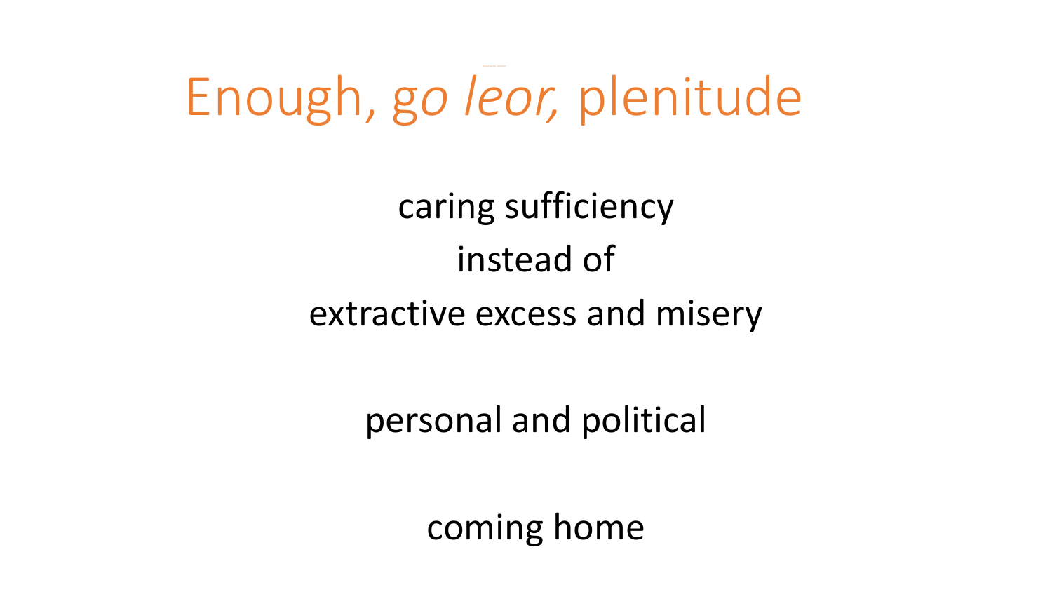# Enough, *go leor,* plenitude

caring sufficiency

instead of

extractive excess and misery

personal and political

coming home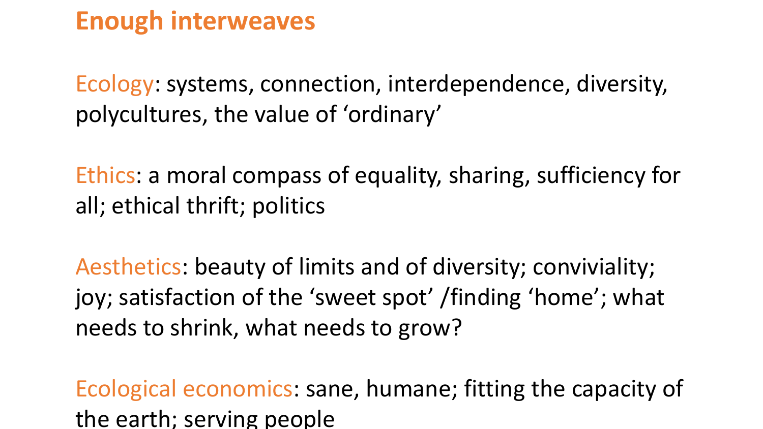## Enough interweaves

Ecology: systems, connection, interdependence, diversity, polycultures, the value of 'ordinary'

Ethics: a moral compass of equality, sharing, sufficiency for all; ethical thrift; politics

Aesthetics: beauty of limits and of diversity; conviviality; joy; satisfaction of the 'sweet spot' /finding 'home'; what needs to shrink, what needs to grow?

Ecological economics: sane, humane; fitting the capacity of the earth; serving people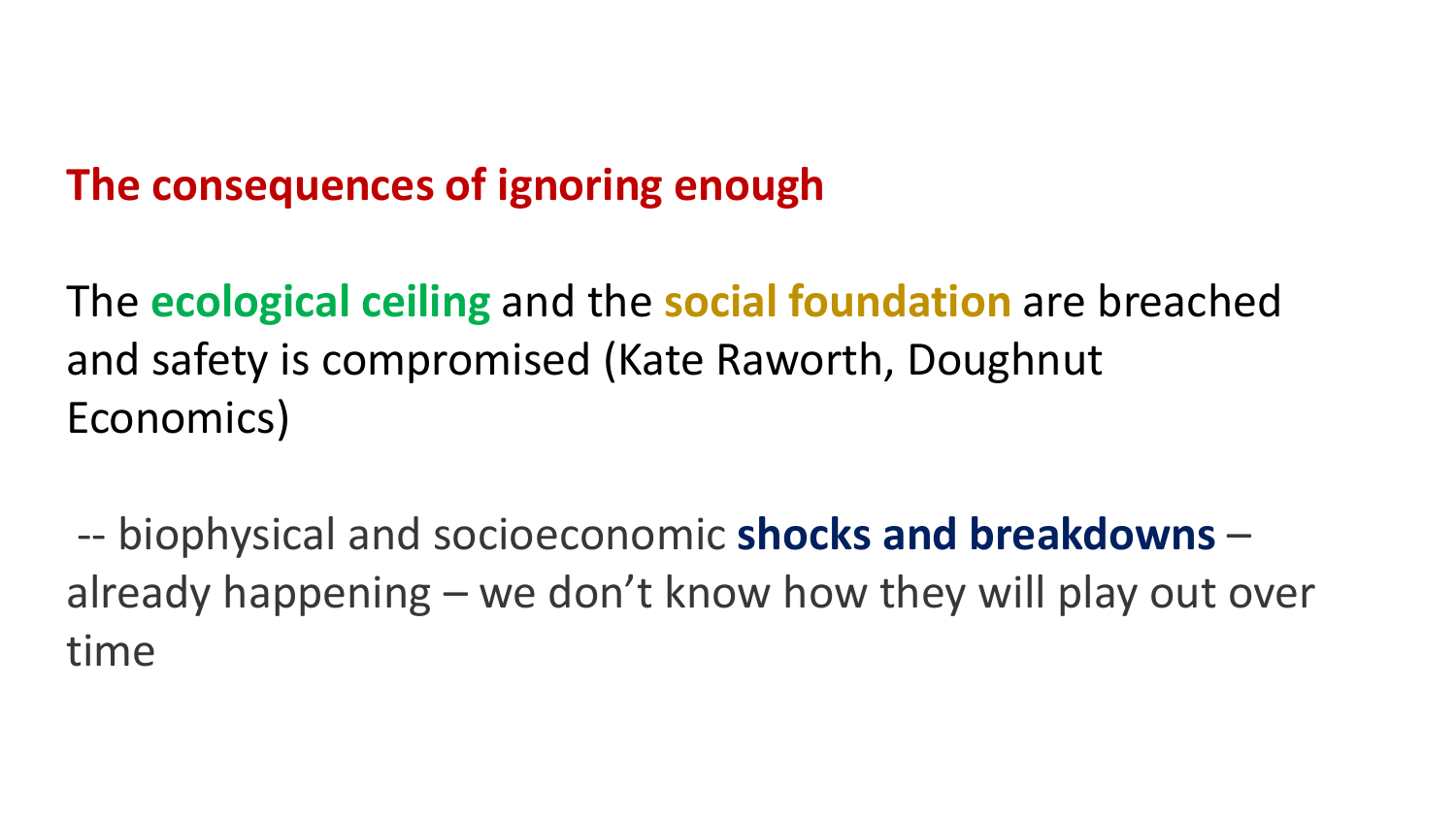## The consequences of ignoring enough

The **ecological ceiling** and the **social foundation** are breached and safety is compromised (Kate Raworth, Doughnut Economics)

-- biophysical and socioeconomic **shocks and breakdowns** – already happening – we don't know how they will play out over time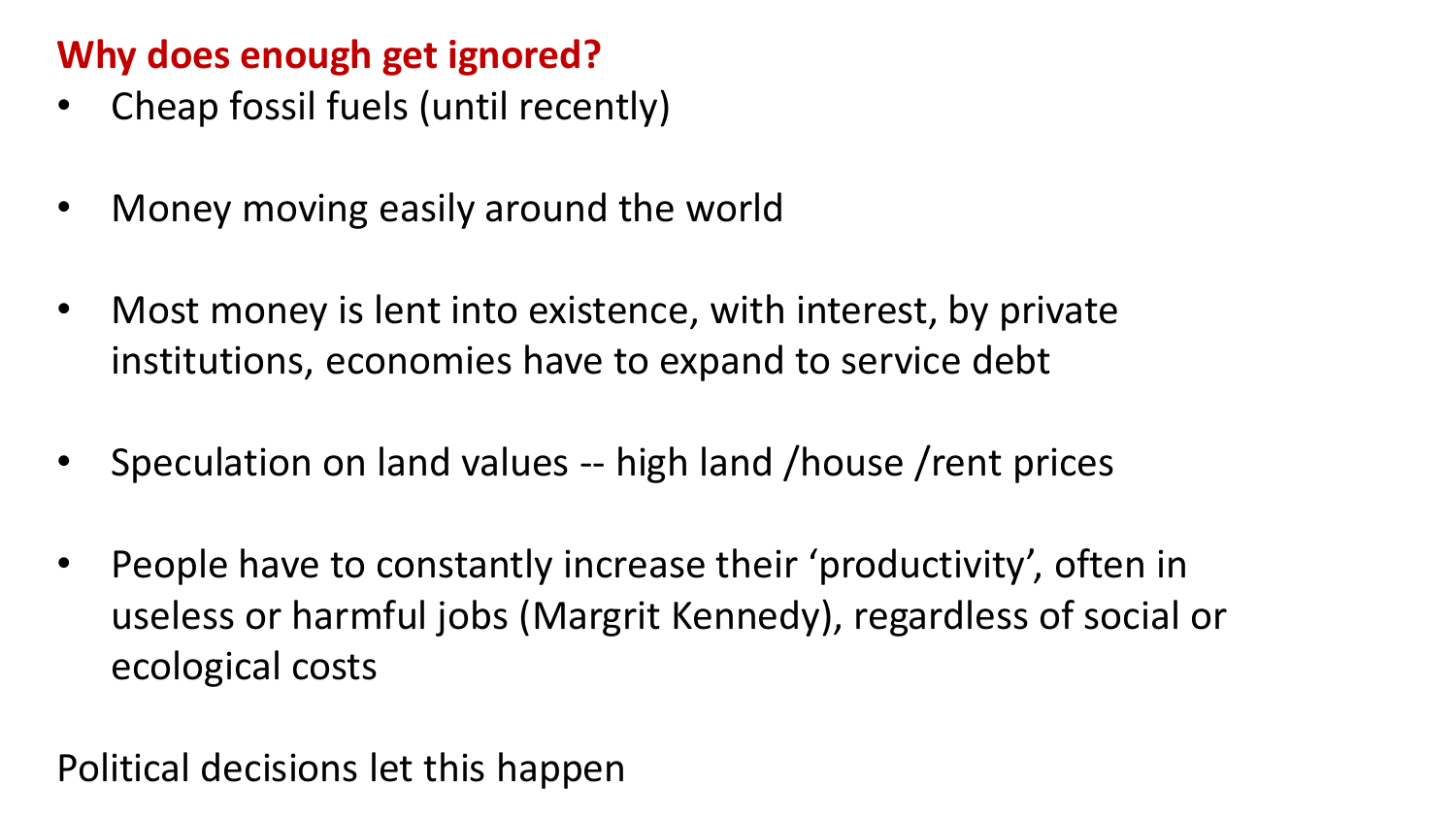## Why does enough get ignored?

- Cheap fossil fuels (until recently)
- Money moving easily around the world
- Most money is lent into existence, with interest, by private institutions, economies have to expand to service debt
- Speculation on land values -- high land /house /rent prices
- People have to constantly increase their 'productivity', often in useless or harmful jobs (Margrit Kennedy), regardless of social or ecological costs

Political decisions let this happen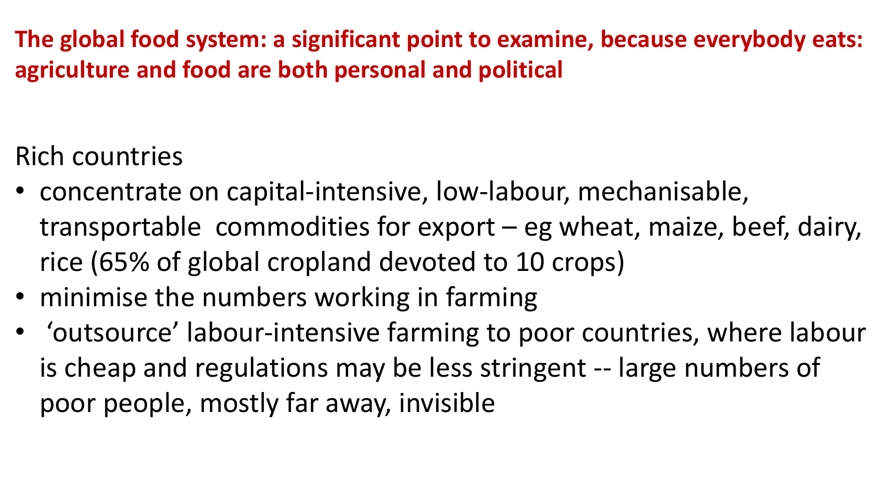**The global food system: a significant point to examine, because everybody eats: agriculture and food are both personal and political**

Rich countries

- concentrate on capital-intensive, low-labour, mechanisable, transportable commodities for export – eg wheat, maize, beef, dairy, rice (65% of global cropland devoted to 10 crops)
- minimise the numbers working in farming
- ‘outsource’ labour-intensive farming to poor countries, where labour is cheap and regulations may be less stringent -- large numbers of poor people, mostly far away, invisible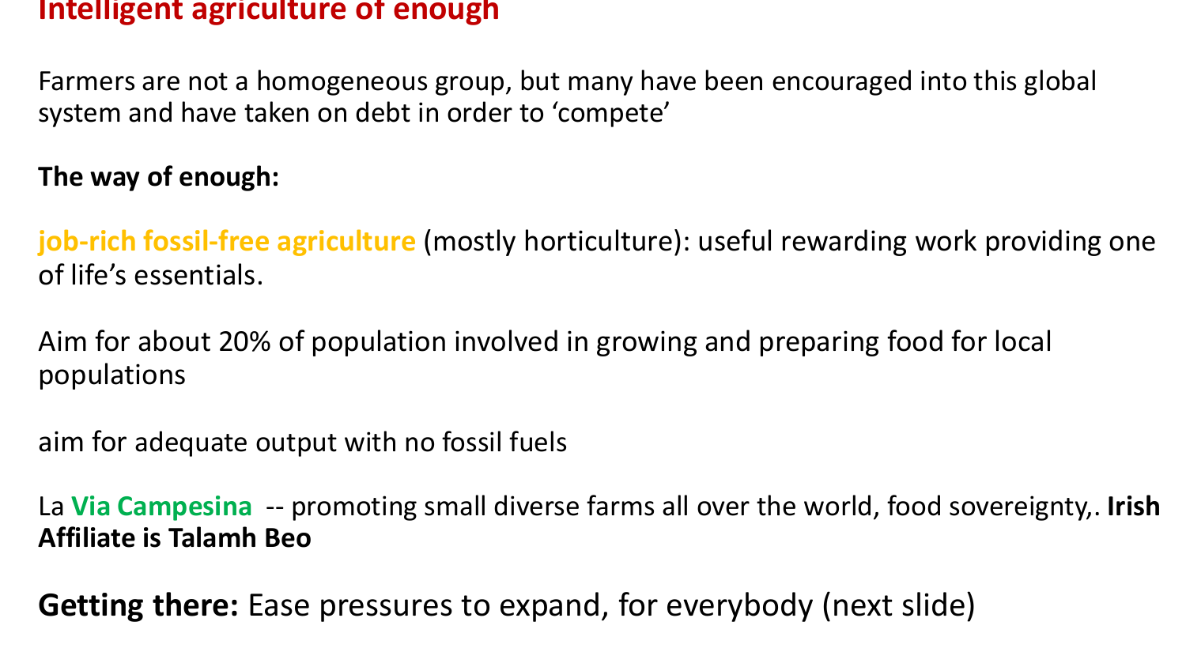# Intelligent agriculture of enough

Farmers are not a homogeneous group, but many have been encouraged into this global system and have taken on debt in order to 'compete'

**The way of enough:**

**job-rich fossil-free agriculture** (mostly horticulture): useful rewarding work providing one of life's essentials.

Aim for about 20% of population involved in growing and preparing food for local populations

aim for adequate output with no fossil fuels

La **Via Campesina** -- promoting small diverse farms all over the world, food sovereignty,. **Irish Affiliate is Talamh Beo**

**Getting there:** Ease pressures to expand, for everybody (next slide)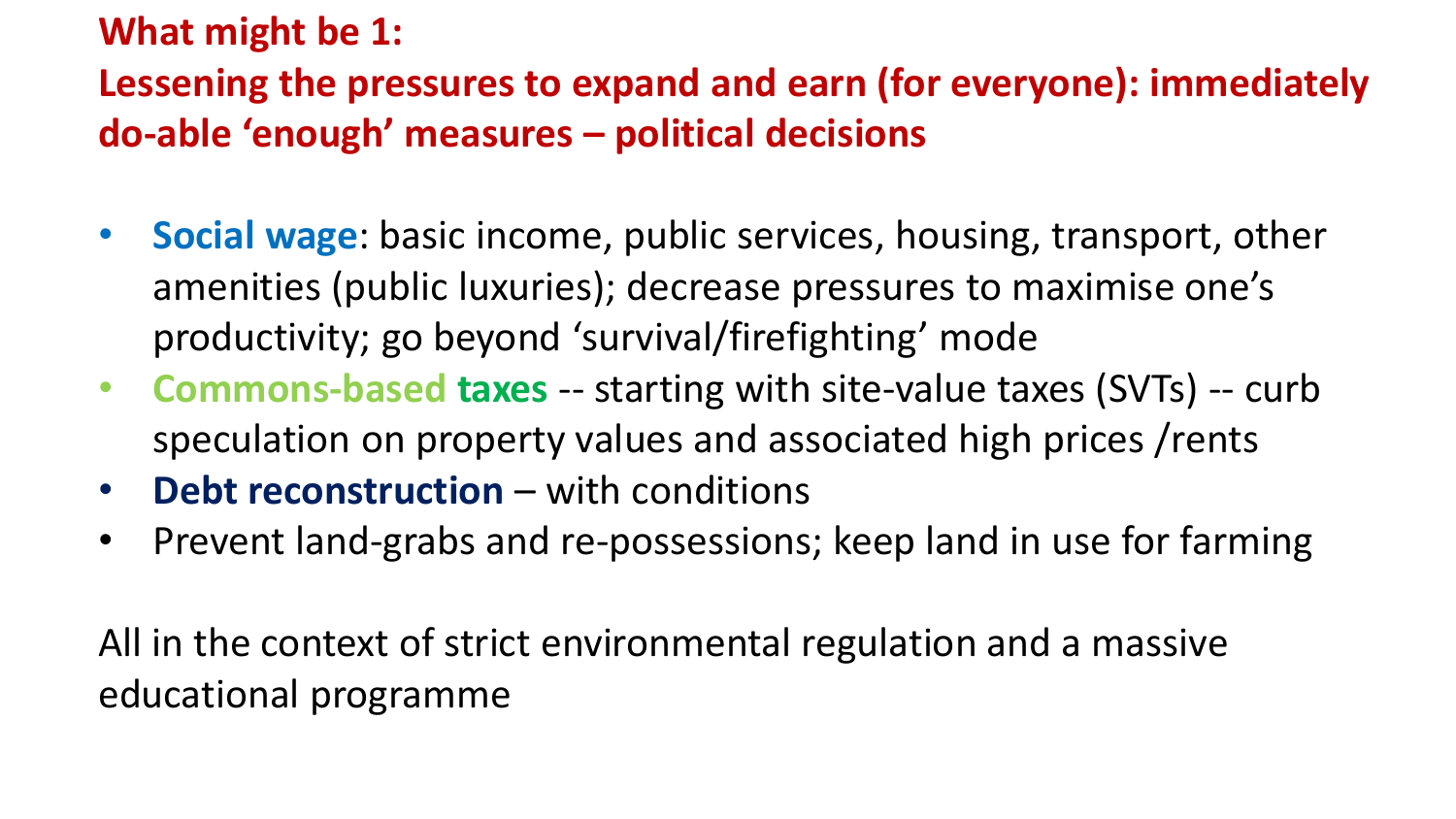## What might be 1:
## Lessening the pressures to expand and earn (for everyone): immediately do-able 'enough' measures – political decisions

- **Social wage**: basic income, public services, housing, transport, other amenities (public luxuries); decrease pressures to maximise one's productivity; go beyond 'survival/firefighting' mode
- **Commons-based taxes** -- starting with site-value taxes (SVTs) -- curb speculation on property values and associated high prices /rents
- **Debt reconstruction** – with conditions
- Prevent land-grabs and re-possessions; keep land in use for farming

All in the context of strict environmental regulation and a massive educational programme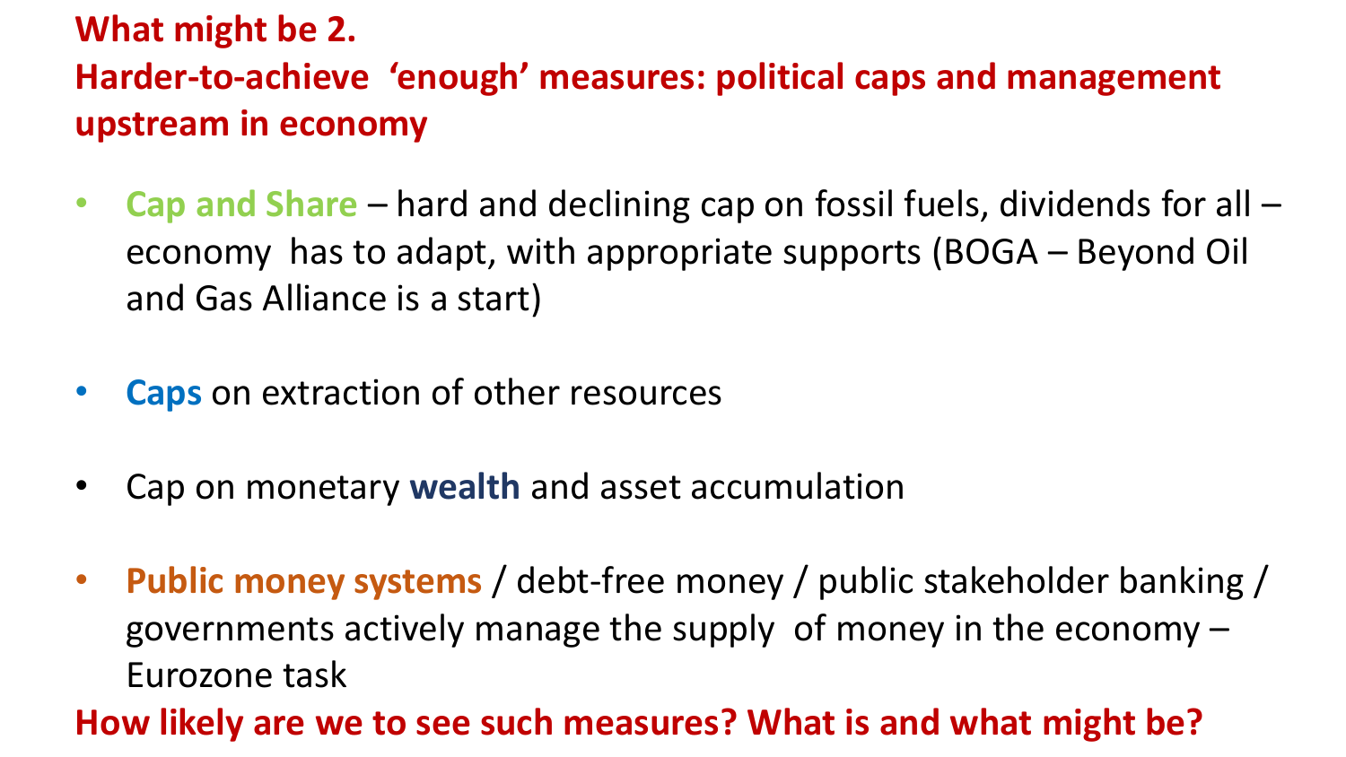## What might be 2.
## Harder-to-achieve ‘enough’ measures: political caps and management upstream in economy

- **Cap and Share** – hard and declining cap on fossil fuels, dividends for all – economy has to adapt, with appropriate supports (BOGA – Beyond Oil and Gas Alliance is a start)

- **Caps** on extraction of other resources

- Cap on monetary **wealth** and asset accumulation

- **Public money systems** / debt-free money / public stakeholder banking / governments actively manage the supply of money in the economy – Eurozone task

**How likely are we to see such measures? What is and what might be?**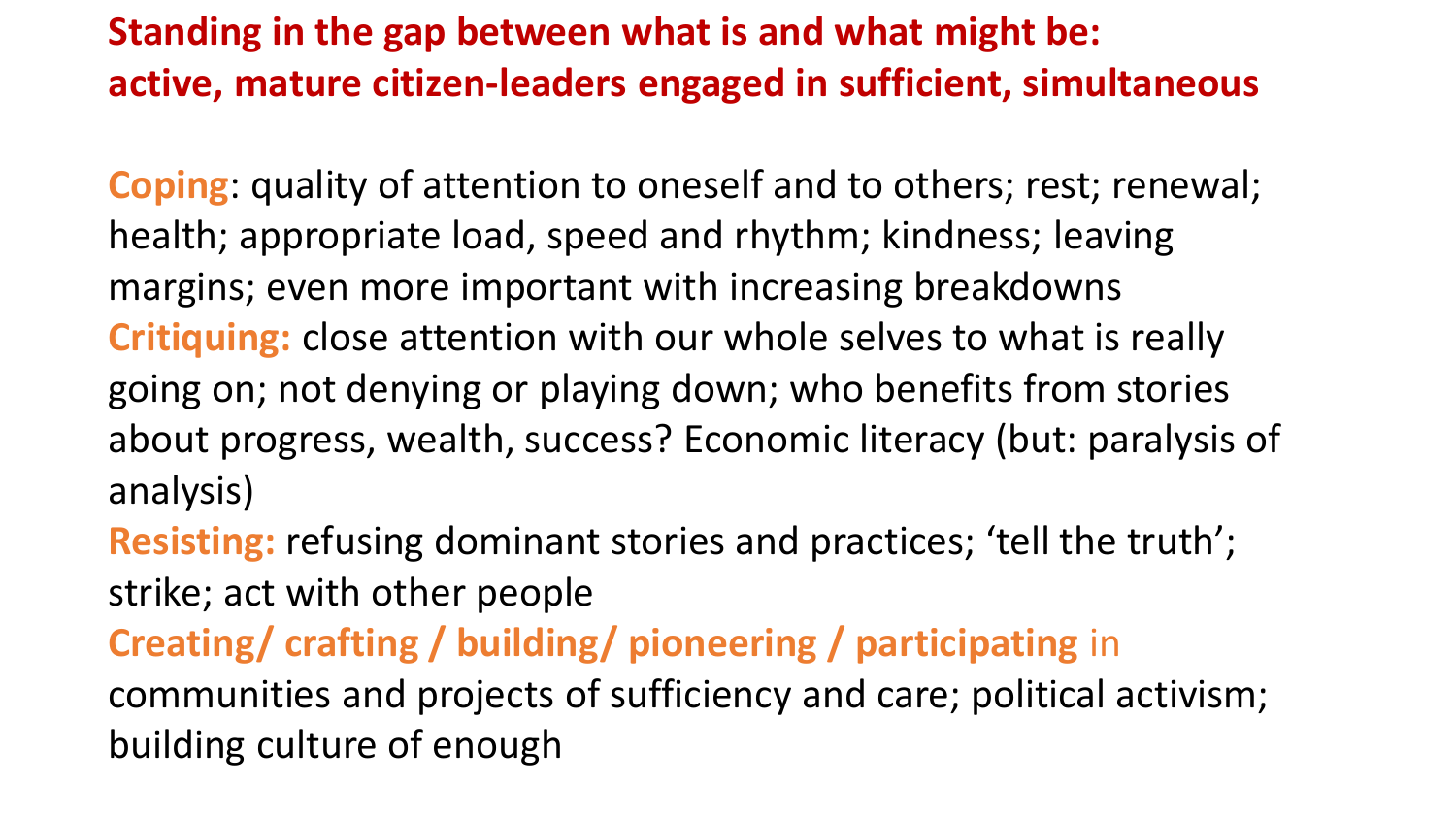## Standing in the gap between what is and what might be: active, mature citizen-leaders engaged in sufficient, simultaneous

**Coping**: quality of attention to oneself and to others; rest; renewal; health; appropriate load, speed and rhythm; kindness; leaving margins; even more important with increasing breakdowns

**Critiquing:** close attention with our whole selves to what is really going on; not denying or playing down; who benefits from stories about progress, wealth, success? Economic literacy (but: paralysis of analysis)

**Resisting:** refusing dominant stories and practices; 'tell the truth'; strike; act with other people

**Creating/ crafting / building/ pioneering / participating** in communities and projects of sufficiency and care; political activism; building culture of enough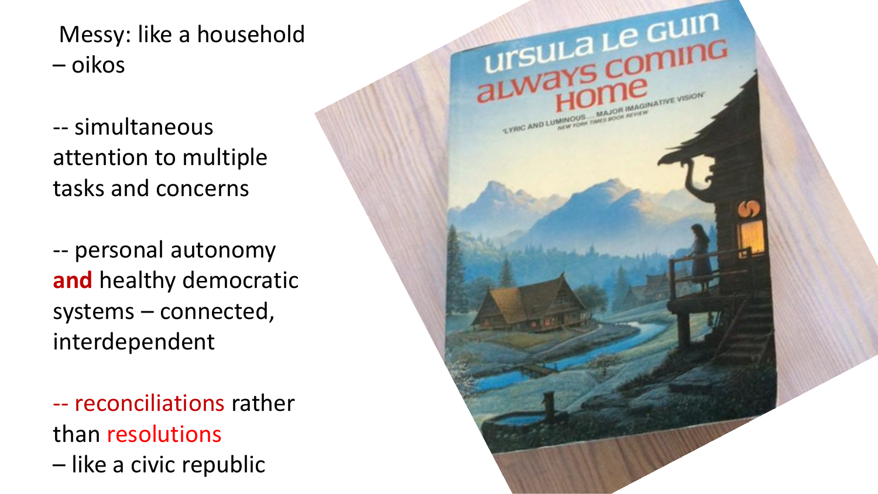Messy: like a household – oikos

-- simultaneous attention to multiple tasks and concerns

-- personal autonomy **and** healthy democratic systems – connected, interdependent

-- reconciliations rather than resolutions – like a civic republic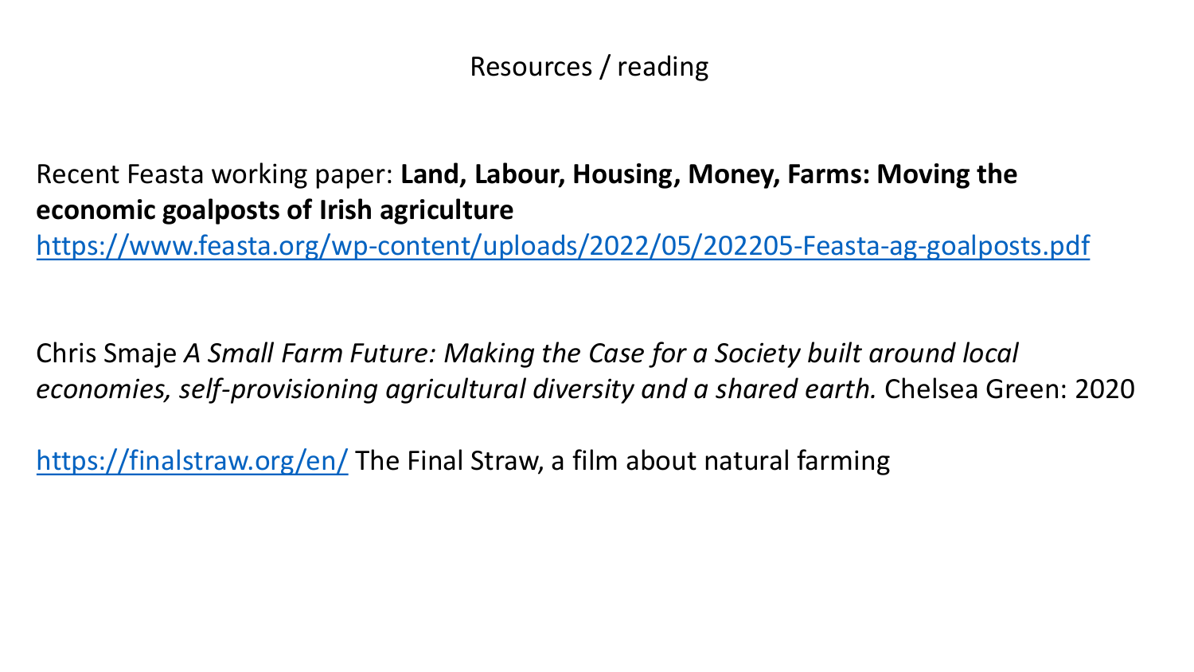# Resources / reading

Recent Feasta working paper: **Land, Labour, Housing, Money, Farms: Moving the economic goalposts of Irish agriculture**
https://www.feasta.org/wp-content/uploads/2022/05/202205-Feasta-ag-goalposts.pdf

Chris Smaje *A Small Farm Future: Making the Case for a Society built around local economies, self-provisioning agricultural diversity and a shared earth.* Chelsea Green: 2020

https://finalstraw.org/en/ The Final Straw, a film about natural farming